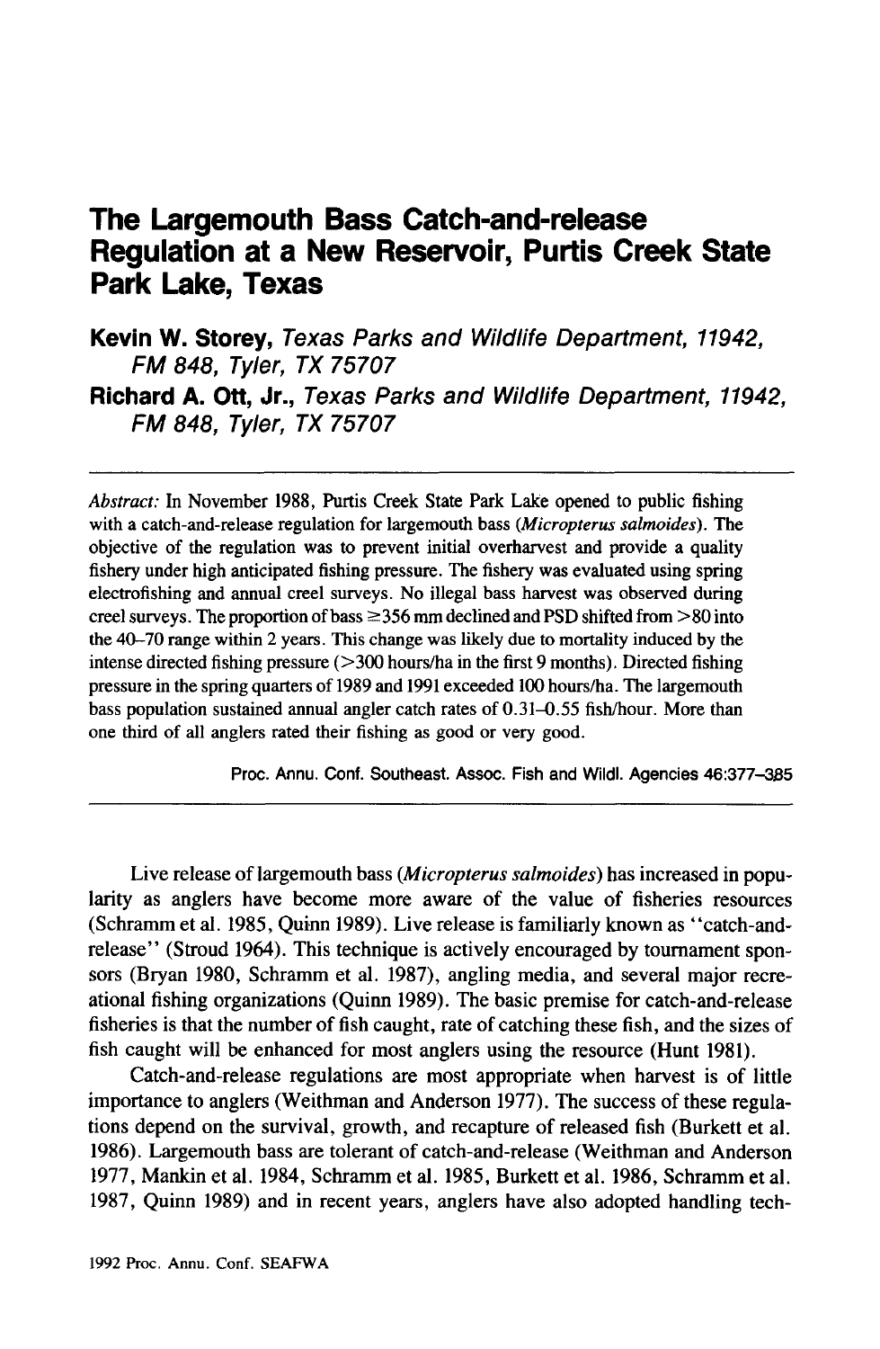# The Largemouth Bass Catch-and-release Regulation at a New Reservoir, Purtis Creek State Park Lake, Texas

**Kevin W. Storey,** *Texas Parks and Wildlife Department, 11942, FM 848, Tyler, TX 75707*

**Richard A. Ott, Jr.,** *Texas Parks and Wildlife Department, 11942, FM 848, Tyler, TX 75707*

---

*Abstract:* In November 1988, Purtis Creek State Park Lake opened to public fishing with a catch-and-release regulation for largemouth bass (*Micropterus salmoides*). The objective of the regulation was to prevent initial overharvest and provide a quality fishery under high anticipated fishing pressure. The fishery was evaluated using spring electrofishing and annual creel surveys. No illegal bass harvest was observed during creel surveys. The proportion of bass ≥356 mm declined and PSD shifted from >80 into the 40–70 range within 2 years. This change was likely due to mortality induced by the intense directed fishing pressure (>300 hours/ha in the first 9 months). Directed fishing pressure in the spring quarters of 1989 and 1991 exceeded 100 hours/ha. The largemouth bass population sustained annual angler catch rates of 0.31–0.55 fish/hour. More than one third of all anglers rated their fishing as good or very good.

Proc. Annu. Conf. Southeast. Assoc. Fish and Wildl. Agencies 46:377–385

---

Live release of largemouth bass (*Micropterus salmoides*) has increased in popularity as anglers have become more aware of the value of fisheries resources (Schramm et al. 1985, Quinn 1989). Live release is familiarly known as "catch-and-release" (Stroud 1964). This technique is actively encouraged by tournament sponsors (Bryan 1980, Schramm et al. 1987), angling media, and several major recreational fishing organizations (Quinn 1989). The basic premise for catch-and-release fisheries is that the number of fish caught, rate of catching these fish, and the sizes of fish caught will be enhanced for most anglers using the resource (Hunt 1981).

Catch-and-release regulations are most appropriate when harvest is of little importance to anglers (Weithman and Anderson 1977). The success of these regulations depend on the survival, growth, and recapture of released fish (Burkett et al. 1986). Largemouth bass are tolerant of catch-and-release (Weithman and Anderson 1977, Mankin et al. 1984, Schramm et al. 1985, Burkett et al. 1986, Schramm et al. 1987, Quinn 1989) and in recent years, anglers have also adopted handling tech-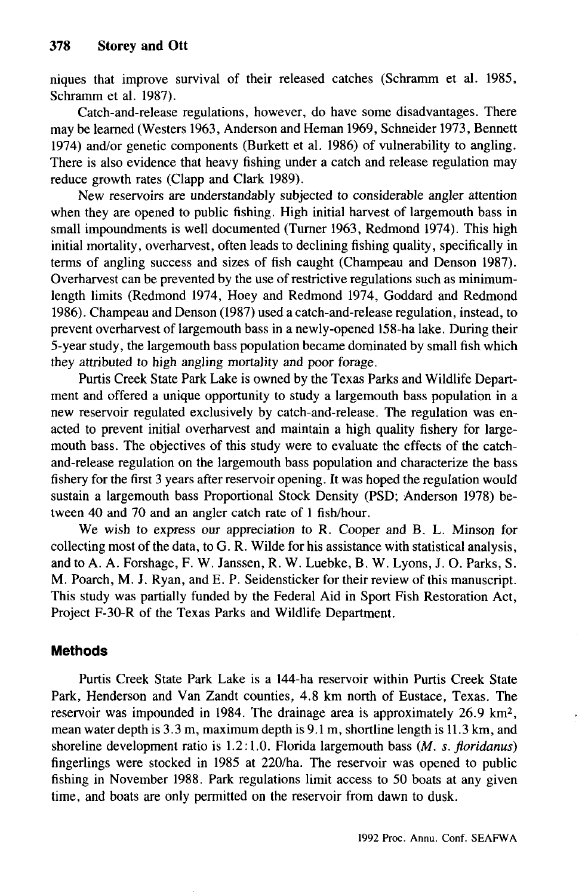niques that improve survival of their released catches (Schramm et al. 1985, Schramm et al. 1987).

Catch-and-release regulations, however, do have some disadvantages. There may be learned (Westers 1963, Anderson and Heman 1969, Schneider 1973, Bennett 1974) and/or genetic components (Burkett et al. 1986) of vulnerability to angling. There is also evidence that heavy fishing under a catch and release regulation may reduce growth rates (Clapp and Clark 1989).

New reservoirs are understandably subjected to considerable angler attention when they are opened to public fishing. High initial harvest of largemouth bass in small impoundments is well documented (Turner 1963, Redmond 1974). This high initial mortality, overharvest, often leads to declining fishing quality, specifically in terms of angling success and sizes of fish caught (Champeau and Denson 1987). Overharvest can be prevented by the use of restrictive regulations such as minimum-length limits (Redmond 1974, Hoey and Redmond 1974, Goddard and Redmond 1986). Champeau and Denson (1987) used a catch-and-release regulation, instead, to prevent overharvest of largemouth bass in a newly-opened 158-ha lake. During their 5-year study, the largemouth bass population became dominated by small fish which they attributed to high angling mortality and poor forage.

Purtis Creek State Park Lake is owned by the Texas Parks and Wildlife Department and offered a unique opportunity to study a largemouth bass population in a new reservoir regulated exclusively by catch-and-release. The regulation was enacted to prevent initial overharvest and maintain a high quality fishery for largemouth bass. The objectives of this study were to evaluate the effects of the catch-and-release regulation on the largemouth bass population and characterize the bass fishery for the first 3 years after reservoir opening. It was hoped the regulation would sustain a largemouth bass Proportional Stock Density (PSD; Anderson 1978) between 40 and 70 and an angler catch rate of 1 fish/hour.

We wish to express our appreciation to R. Cooper and B. L. Minson for collecting most of the data, to G. R. Wilde for his assistance with statistical analysis, and to A. A. Forshage, F. W. Janssen, R. W. Luebke, B. W. Lyons, J. O. Parks, S. M. Poarch, M. J. Ryan, and E. P. Seidensticker for their review of this manuscript. This study was partially funded by the Federal Aid in Sport Fish Restoration Act, Project F-30-R of the Texas Parks and Wildlife Department.

## Methods

Purtis Creek State Park Lake is a 144-ha reservoir within Purtis Creek State Park, Henderson and Van Zandt counties, 4.8 km north of Eustace, Texas. The reservoir was impounded in 1984. The drainage area is approximately 26.9 $km^2$, mean water depth is 3.3 m, maximum depth is 9.1 m, shortline length is 11.3 km, and shoreline development ratio is 1.2:1.0. Florida largemouth bass (*M. s. floridanus*) fingerlings were stocked in 1985 at 220/ha. The reservoir was opened to public fishing in November 1988. Park regulations limit access to 50 boats at any given time, and boats are only permitted on the reservoir from dawn to dusk.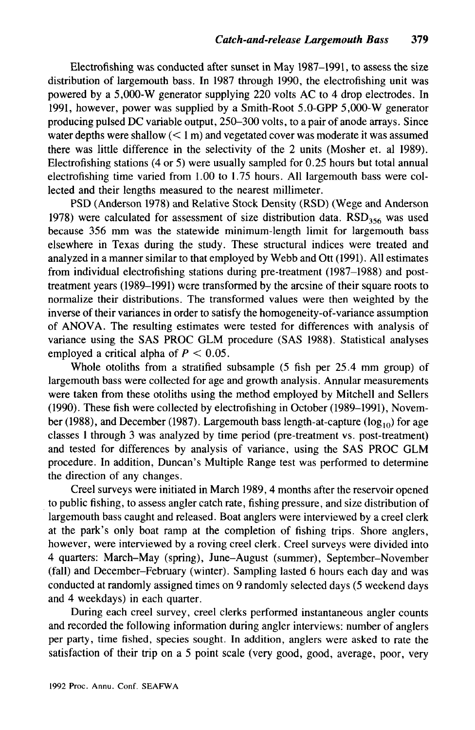Electrofishing was conducted after sunset in May 1987–1991, to assess the size distribution of largemouth bass. In 1987 through 1990, the electrofishing unit was powered by a 5,000-W generator supplying 220 volts AC to 4 drop electrodes. In 1991, however, power was supplied by a Smith-Root 5.0-GPP 5,000-W generator producing pulsed DC variable output, 250–300 volts, to a pair of anode arrays. Since water depths were shallow (< 1 m) and vegetated cover was moderate it was assumed there was little difference in the selectivity of the 2 units (Mosher et. al 1989). Electrofishing stations (4 or 5) were usually sampled for 0.25 hours but total annual electrofishing time varied from 1.00 to 1.75 hours. All largemouth bass were collected and their lengths measured to the nearest millimeter.

PSD (Anderson 1978) and Relative Stock Density (RSD) (Wege and Anderson 1978) were calculated for assessment of size distribution data. $RSD_{356}$ was used because 356 mm was the statewide minimum-length limit for largemouth bass elsewhere in Texas during the study. These structural indices were treated and analyzed in a manner similar to that employed by Webb and Ott (1991). All estimates from individual electrofishing stations during pre-treatment (1987–1988) and post-treatment years (1989–1991) were transformed by the arcsine of their square roots to normalize their distributions. The transformed values were then weighted by the inverse of their variances in order to satisfy the homogeneity-of-variance assumption of ANOVA. The resulting estimates were tested for differences with analysis of variance using the SAS PROC GLM procedure (SAS 1988). Statistical analyses employed a critical alpha of $P < 0.05$.

Whole otoliths from a stratified subsample (5 fish per 25.4 mm group) of largemouth bass were collected for age and growth analysis. Annular measurements were taken from these otoliths using the method employed by Mitchell and Sellers (1990). These fish were collected by electrofishing in October (1989–1991), November (1988), and December (1987). Largemouth bass length-at-capture ($\log_{10}$) for age classes 1 through 3 was analyzed by time period (pre-treatment vs. post-treatment) and tested for differences by analysis of variance, using the SAS PROC GLM procedure. In addition, Duncan's Multiple Range test was performed to determine the direction of any changes.

Creel surveys were initiated in March 1989, 4 months after the reservoir opened to public fishing, to assess angler catch rate, fishing pressure, and size distribution of largemouth bass caught and released. Boat anglers were interviewed by a creel clerk at the park's only boat ramp at the completion of fishing trips. Shore anglers, however, were interviewed by a roving creel clerk. Creel surveys were divided into 4 quarters: March–May (spring), June–August (summer), September–November (fall) and December–February (winter). Sampling lasted 6 hours each day and was conducted at randomly assigned times on 9 randomly selected days (5 weekend days and 4 weekdays) in each quarter.

During each creel survey, creel clerks performed instantaneous angler counts and recorded the following information during angler interviews: number of anglers per party, time fished, species sought. In addition, anglers were asked to rate the satisfaction of their trip on a 5 point scale (very good, good, average, poor, very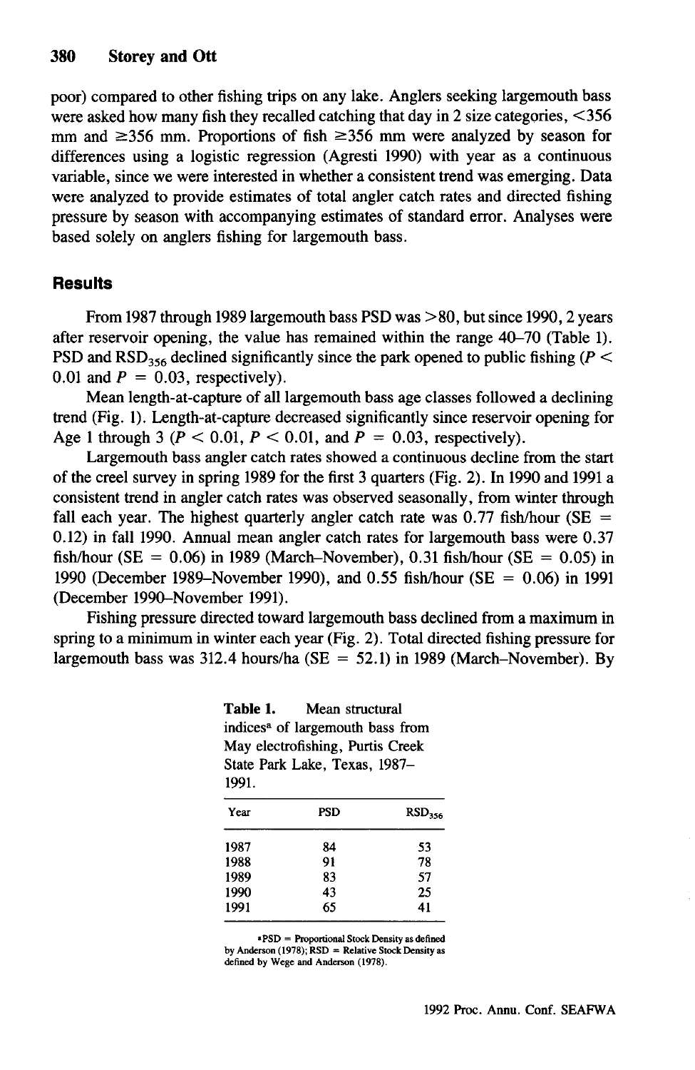poor) compared to other fishing trips on any lake. Anglers seeking largemouth bass were asked how many fish they recalled catching that day in 2 size categories, <356 mm and ≥356 mm. Proportions of fish ≥356 mm were analyzed by season for differences using a logistic regression (Agresti 1990) with year as a continuous variable, since we were interested in whether a consistent trend was emerging. Data were analyzed to provide estimates of total angler catch rates and directed fishing pressure by season with accompanying estimates of standard error. Analyses were based solely on anglers fishing for largemouth bass.

## Results

From 1987 through 1989 largemouth bass PSD was >80, but since 1990, 2 years after reservoir opening, the value has remained within the range 40–70 (Table 1). PSD and $RSD_{356}$ declined significantly since the park opened to public fishing ($P < 0.01$ and $P = 0.03$, respectively).

Mean length-at-capture of all largemouth bass age classes followed a declining trend (Fig. 1). Length-at-capture decreased significantly since reservoir opening for Age 1 through 3 ($P < 0.01$, $P < 0.01$, and $P = 0.03$, respectively).

Largemouth bass angler catch rates showed a continuous decline from the start of the creel survey in spring 1989 for the first 3 quarters (Fig. 2). In 1990 and 1991 a consistent trend in angler catch rates was observed seasonally, from winter through fall each year. The highest quarterly angler catch rate was 0.77 fish/hour (SE = 0.12) in fall 1990. Annual mean angler catch rates for largemouth bass were 0.37 fish/hour (SE = 0.06) in 1989 (March–November), 0.31 fish/hour (SE = 0.05) in 1990 (December 1989–November 1990), and 0.55 fish/hour (SE = 0.06) in 1991 (December 1990–November 1991).

Fishing pressure directed toward largemouth bass declined from a maximum in spring to a minimum in winter each year (Fig. 2). Total directed fishing pressure for largemouth bass was 312.4 hours/ha (SE = 52.1) in 1989 (March–November). By

**Table 1.** Mean structural indices[a] of largemouth bass from May electrofishing, Purtis Creek State Park Lake, Texas, 1987–1991.

| Year | PSD | $RSD_{356}$ |
|---|---|---|
| 1987 | 84 | 53 |
| 1988 | 91 | 78 |
| 1989 | 83 | 57 |
| 1990 | 43 | 25 |
| 1991 | 65 | 41 |

[a] PSD = Proportional Stock Density as defined by Anderson (1978); RSD = Relative Stock Density as defined by Wege and Anderson (1978).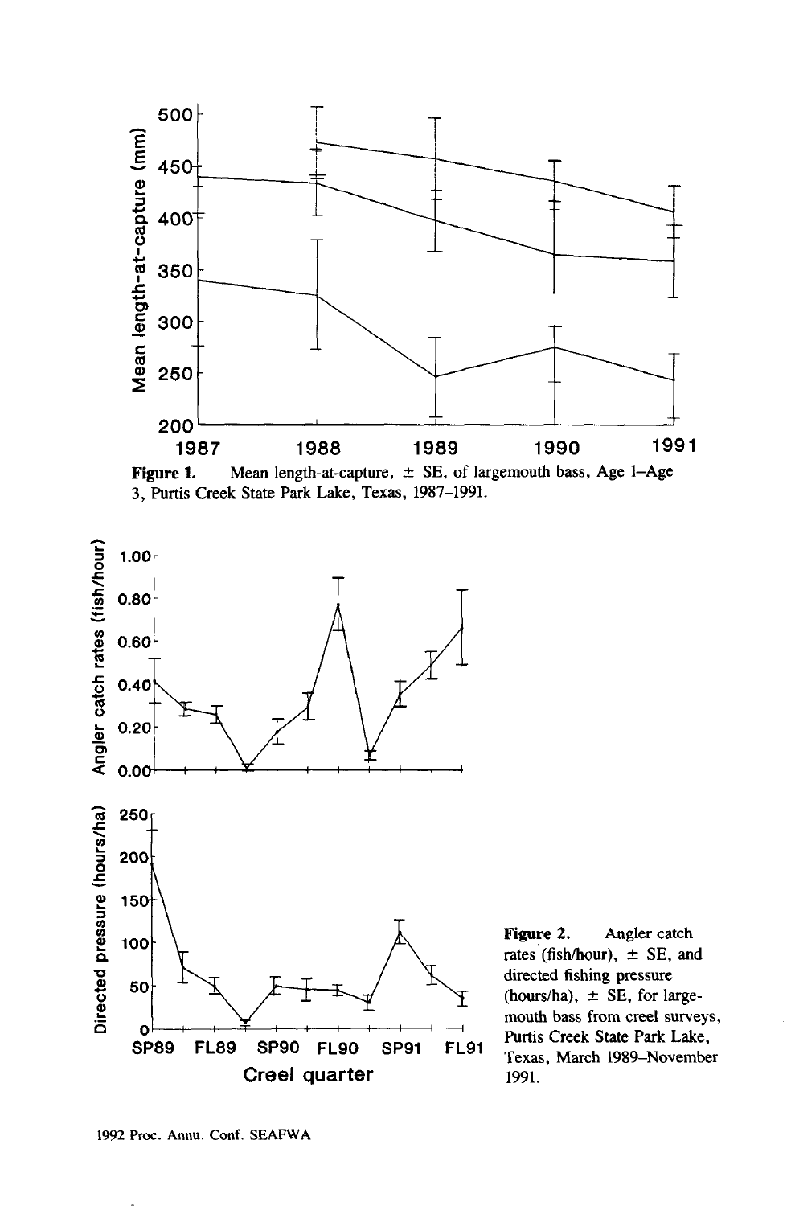**Figure 1.** Mean length-at-capture, ± SE, of largemouth bass, Age 1–Age 3, Purtis Creek State Park Lake, Texas, 1987–1991.

**Figure 2.** Angler catch rates (fish/hour), ± SE, and directed fishing pressure (hours/ha), ± SE, for largemouth bass from creel surveys, Purtis Creek State Park Lake, Texas, March 1989–November 1991.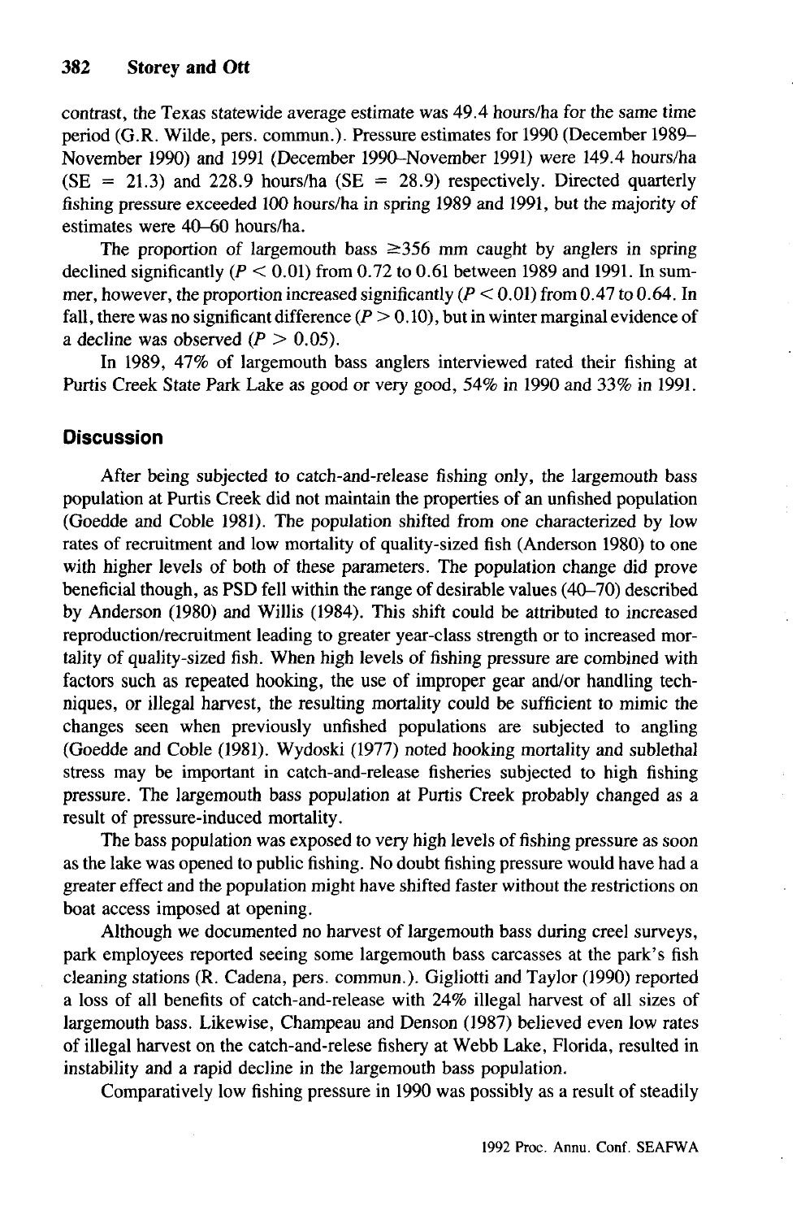contrast, the Texas statewide average estimate was 49.4 hours/ha for the same time period (G.R. Wilde, pers. commun.). Pressure estimates for 1990 (December 1989–November 1990) and 1991 (December 1990–November 1991) were 149.4 hours/ha (SE = 21.3) and 228.9 hours/ha (SE = 28.9) respectively. Directed quarterly fishing pressure exceeded 100 hours/ha in spring 1989 and 1991, but the majority of estimates were 40–60 hours/ha.

The proportion of largemouth bass ≥356 mm caught by anglers in spring declined significantly ($P < 0.01$) from 0.72 to 0.61 between 1989 and 1991. In summer, however, the proportion increased significantly ($P < 0.01$) from 0.47 to 0.64. In fall, there was no significant difference ($P > 0.10$), but in winter marginal evidence of a decline was observed ($P > 0.05$).

In 1989, 47% of largemouth bass anglers interviewed rated their fishing at Purtis Creek State Park Lake as good or very good, 54% in 1990 and 33% in 1991.

## Discussion

After being subjected to catch-and-release fishing only, the largemouth bass population at Purtis Creek did not maintain the properties of an unfished population (Goedde and Coble 1981). The population shifted from one characterized by low rates of recruitment and low mortality of quality-sized fish (Anderson 1980) to one with higher levels of both of these parameters. The population change did prove beneficial though, as PSD fell within the range of desirable values (40–70) described by Anderson (1980) and Willis (1984). This shift could be attributed to increased reproduction/recruitment leading to greater year-class strength or to increased mortality of quality-sized fish. When high levels of fishing pressure are combined with factors such as repeated hooking, the use of improper gear and/or handling techniques, or illegal harvest, the resulting mortality could be sufficient to mimic the changes seen when previously unfished populations are subjected to angling (Goedde and Coble (1981). Wydoski (1977) noted hooking mortality and sublethal stress may be important in catch-and-release fisheries subjected to high fishing pressure. The largemouth bass population at Purtis Creek probably changed as a result of pressure-induced mortality.

The bass population was exposed to very high levels of fishing pressure as soon as the lake was opened to public fishing. No doubt fishing pressure would have had a greater effect and the population might have shifted faster without the restrictions on boat access imposed at opening.

Although we documented no harvest of largemouth bass during creel surveys, park employees reported seeing some largemouth bass carcasses at the park's fish cleaning stations (R. Cadena, pers. commun.). Gigliotti and Taylor (1990) reported a loss of all benefits of catch-and-release with 24% illegal harvest of all sizes of largemouth bass. Likewise, Champeau and Denson (1987) believed even low rates of illegal harvest on the catch-and-relese fishery at Webb Lake, Florida, resulted in instability and a rapid decline in the largemouth bass population.

Comparatively low fishing pressure in 1990 was possibly as a result of steadily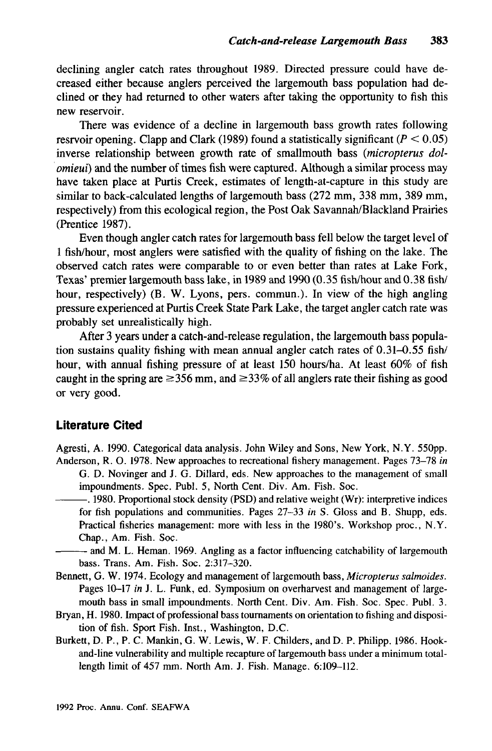declining angler catch rates throughout 1989. Directed pressure could have decreased either because anglers perceived the largemouth bass population had declined or they had returned to other waters after taking the opportunity to fish this new reservoir.

There was evidence of a decline in largemouth bass growth rates following resrvoir opening. Clapp and Clark (1989) found a statistically significant ($P < 0.05$) inverse relationship between growth rate of smallmouth bass (*micropterus dolomieui*) and the number of times fish were captured. Although a similar process may have taken place at Purtis Creek, estimates of length-at-capture in this study are similar to back-calculated lengths of largemouth bass (272 mm, 338 mm, 389 mm, respectively) from this ecological region, the Post Oak Savannah/Blackland Prairies (Prentice 1987).

Even though angler catch rates for largemouth bass fell below the target level of 1 fish/hour, most anglers were satisfied with the quality of fishing on the lake. The observed catch rates were comparable to or even better than rates at Lake Fork, Texas' premier largemouth bass lake, in 1989 and 1990 (0.35 fish/hour and 0.38 fish/hour, respectively) (B. W. Lyons, pers. commun.). In view of the high angling pressure experienced at Purtis Creek State Park Lake, the target angler catch rate was probably set unrealistically high.

After 3 years under a catch-and-release regulation, the largemouth bass population sustains quality fishing with mean annual angler catch rates of 0.31–0.55 fish/hour, with annual fishing pressure of at least 150 hours/ha. At least 60% of fish caught in the spring are ≥356 mm, and ≥33% of all anglers rate their fishing as good or very good.

## Literature Cited

Agresti, A. 1990. Categorical data analysis. John Wiley and Sons, New York, N.Y. 550pp.

Anderson, R. O. 1978. New approaches to recreational fishery management. Pages 73–78 *in* G. D. Novinger and J. G. Dillard, eds. New approaches to the management of small impoundments. Spec. Publ. 5, North Cent. Div. Am. Fish. Soc.

———. 1980. Proportional stock density (PSD) and relative weight (Wr): interpretive indices for fish populations and communities. Pages 27–33 *in* S. Gloss and B. Shupp, eds. Practical fisheries management: more with less in the 1980's. Workshop proc., N.Y. Chap., Am. Fish. Soc.

——— and M. L. Heman. 1969. Angling as a factor influencing catchability of largemouth bass. Trans. Am. Fish. Soc. 2:317–320.

Bennett, G. W. 1974. Ecology and management of largemouth bass, *Micropterus salmoides*. Pages 10–17 *in* J. L. Funk, ed. Symposium on overharvest and management of largemouth bass in small impoundments. North Cent. Div. Am. Fish. Soc. Spec. Publ. 3.

Bryan, H. 1980. Impact of professional bass tournaments on orientation to fishing and disposition of fish. Sport Fish. Inst., Washington, D.C.

Burkett, D. P., P. C. Mankin, G. W. Lewis, W. F. Childers, and D. P. Philipp. 1986. Hook-and-line vulnerability and multiple recapture of largemouth bass under a minimum total-length limit of 457 mm. North Am. J. Fish. Manage. 6:109–112.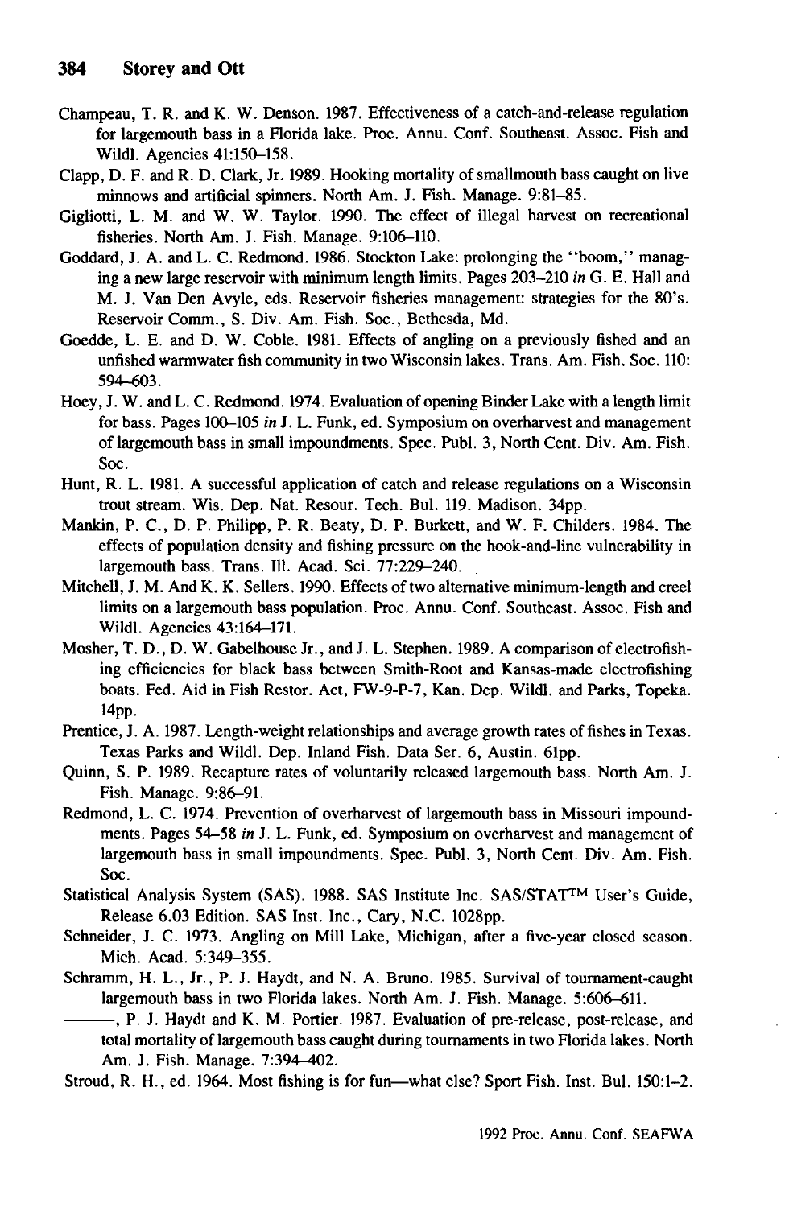Champeau, T. R. and K. W. Denson. 1987. Effectiveness of a catch-and-release regulation for largemouth bass in a Florida lake. Proc. Annu. Conf. Southeast. Assoc. Fish and Wildl. Agencies 41:150–158.

Clapp, D. F. and R. D. Clark, Jr. 1989. Hooking mortality of smallmouth bass caught on live minnows and artificial spinners. North Am. J. Fish. Manage. 9:81–85.

Gigliotti, L. M. and W. W. Taylor. 1990. The effect of illegal harvest on recreational fisheries. North Am. J. Fish. Manage. 9:106–110.

Goddard, J. A. and L. C. Redmond. 1986. Stockton Lake: prolonging the "boom," managing a new large reservoir with minimum length limits. Pages 203–210 *in* G. E. Hall and M. J. Van Den Avyle, eds. Reservoir fisheries management: strategies for the 80's. Reservoir Comm., S. Div. Am. Fish. Soc., Bethesda, Md.

Goedde, L. E. and D. W. Coble. 1981. Effects of angling on a previously fished and an unfished warmwater fish community in two Wisconsin lakes. Trans. Am. Fish. Soc. 110: 594–603.

Hoey, J. W. and L. C. Redmond. 1974. Evaluation of opening Binder Lake with a length limit for bass. Pages 100–105 *in* J. L. Funk, ed. Symposium on overharvest and management of largemouth bass in small impoundments. Spec. Publ. 3, North Cent. Div. Am. Fish. Soc.

Hunt, R. L. 1981. A successful application of catch and release regulations on a Wisconsin trout stream. Wis. Dep. Nat. Resour. Tech. Bul. 119. Madison. 34pp.

Mankin, P. C., D. P. Philipp, P. R. Beaty, D. P. Burkett, and W. F. Childers. 1984. The effects of population density and fishing pressure on the hook-and-line vulnerability in largemouth bass. Trans. Ill. Acad. Sci. 77:229–240.

Mitchell, J. M. And K. K. Sellers. 1990. Effects of two alternative minimum-length and creel limits on a largemouth bass population. Proc. Annu. Conf. Southeast. Assoc. Fish and Wildl. Agencies 43:164–171.

Mosher, T. D., D. W. Gabelhouse Jr., and J. L. Stephen. 1989. A comparison of electrofishing efficiencies for black bass between Smith-Root and Kansas-made electrofishing boats. Fed. Aid in Fish Restor. Act, FW-9-P-7, Kan. Dep. Wildl. and Parks, Topeka. 14pp.

Prentice, J. A. 1987. Length-weight relationships and average growth rates of fishes in Texas. Texas Parks and Wildl. Dep. Inland Fish. Data Ser. 6, Austin. 61pp.

Quinn, S. P. 1989. Recapture rates of voluntarily released largemouth bass. North Am. J. Fish. Manage. 9:86–91.

Redmond, L. C. 1974. Prevention of overharvest of largemouth bass in Missouri impoundments. Pages 54–58 *in* J. L. Funk, ed. Symposium on overharvest and management of largemouth bass in small impoundments. Spec. Publ. 3, North Cent. Div. Am. Fish. Soc.

Statistical Analysis System (SAS). 1988. SAS Institute Inc. SAS/STAT™ User's Guide, Release 6.03 Edition. SAS Inst. Inc., Cary, N.C. 1028pp.

Schneider, J. C. 1973. Angling on Mill Lake, Michigan, after a five-year closed season. Mich. Acad. 5:349–355.

Schramm, H. L., Jr., P. J. Haydt, and N. A. Bruno. 1985. Survival of tournament-caught largemouth bass in two Florida lakes. North Am. J. Fish. Manage. 5:606–611.

———, P. J. Haydt and K. M. Portier. 1987. Evaluation of pre-release, post-release, and total mortality of largemouth bass caught during tournaments in two Florida lakes. North Am. J. Fish. Manage. 7:394–402.

Stroud, R. H., ed. 1964. Most fishing is for fun—what else? Sport Fish. Inst. Bul. 150:1–2.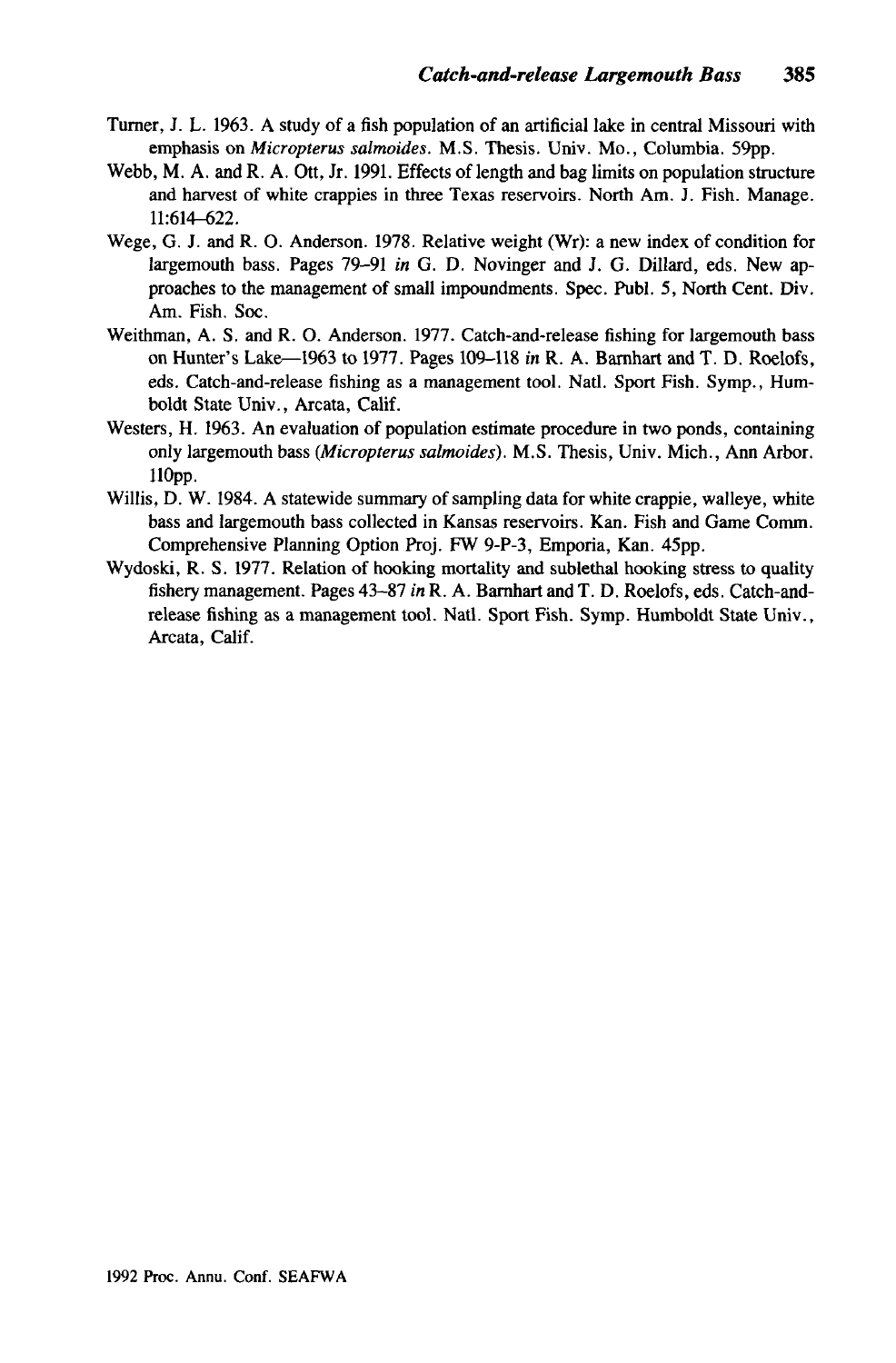Turner, J. L. 1963. A study of a fish population of an artificial lake in central Missouri with emphasis on *Micropterus salmoides*. M.S. Thesis. Univ. Mo., Columbia. 59pp.

Webb, M. A. and R. A. Ott, Jr. 1991. Effects of length and bag limits on population structure and harvest of white crappies in three Texas reservoirs. North Am. J. Fish. Manage. 11:614–622.

Wege, G. J. and R. O. Anderson. 1978. Relative weight (Wr): a new index of condition for largemouth bass. Pages 79–91 *in* G. D. Novinger and J. G. Dillard, eds. New approaches to the management of small impoundments. Spec. Publ. 5, North Cent. Div. Am. Fish. Soc.

Weithman, A. S. and R. O. Anderson. 1977. Catch-and-release fishing for largemouth bass on Hunter's Lake—1963 to 1977. Pages 109–118 *in* R. A. Barnhart and T. D. Roelofs, eds. Catch-and-release fishing as a management tool. Natl. Sport Fish. Symp., Humboldt State Univ., Arcata, Calif.

Westers, H. 1963. An evaluation of population estimate procedure in two ponds, containing only largemouth bass (*Micropterus salmoides*). M.S. Thesis, Univ. Mich., Ann Arbor. 110pp.

Willis, D. W. 1984. A statewide summary of sampling data for white crappie, walleye, white bass and largemouth bass collected in Kansas reservoirs. Kan. Fish and Game Comm. Comprehensive Planning Option Proj. FW 9-P-3, Emporia, Kan. 45pp.

Wydoski, R. S. 1977. Relation of hooking mortality and sublethal hooking stress to quality fishery management. Pages 43–87 *in* R. A. Barnhart and T. D. Roelofs, eds. Catch-and-release fishing as a management tool. Natl. Sport Fish. Symp. Humboldt State Univ., Arcata, Calif.